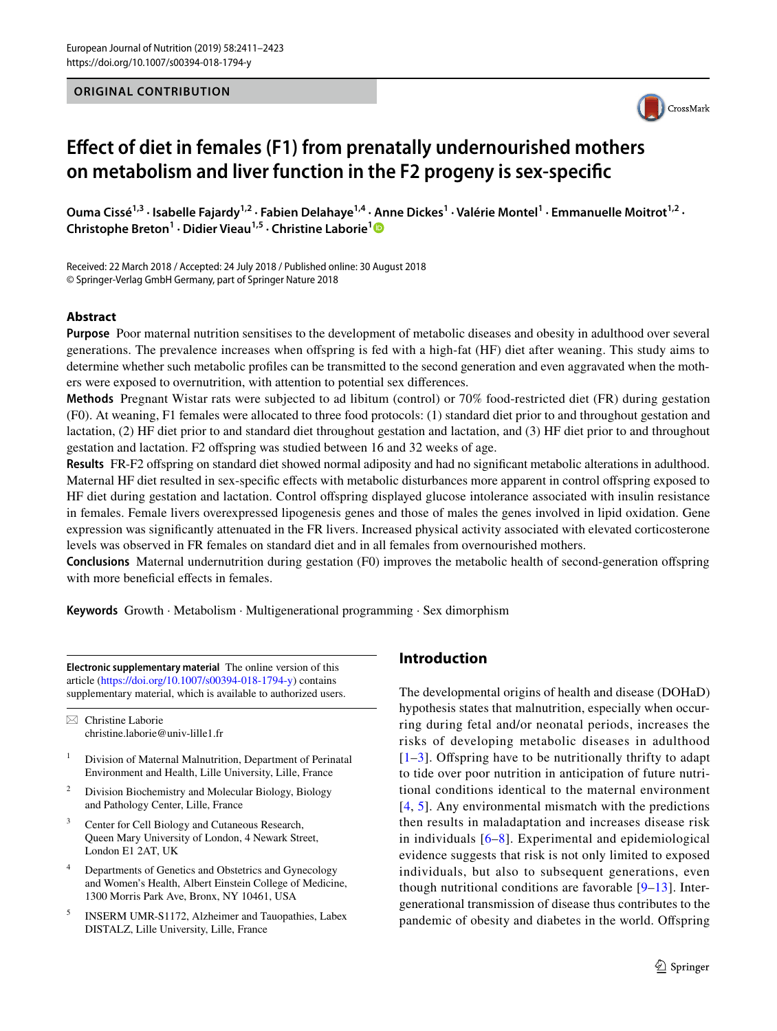ORIGINAL CONTRIBUTION

# Effect of diet in females (F1) from prenatally undernourished mothers on metabolism and liver function in the F2 progeny is sex-specific

Ouma Cissé[1,3] · Isabelle Fajardy[1,2] · Fabien Delahaye[1,4] · Anne Dickes[1] · Valérie Montel[1] · Emmanuelle Moitrot[1,2] · Christophe Breton[1] · Didier Vieau[1,5] · Christine Laborie[1]

Received: 22 March 2018 / Accepted: 24 July 2018 / Published online: 30 August 2018
© Springer-Verlag GmbH Germany, part of Springer Nature 2018

## Abstract

**Purpose** Poor maternal nutrition sensitises to the development of metabolic diseases and obesity in adulthood over several generations. The prevalence increases when offspring is fed with a high-fat (HF) diet after weaning. This study aims to determine whether such metabolic profiles can be transmitted to the second generation and even aggravated when the mothers were exposed to overnutrition, with attention to potential sex differences.

**Methods** Pregnant Wistar rats were subjected to ad libitum (control) or 70% food-restricted diet (FR) during gestation (F0). At weaning, F1 females were allocated to three food protocols: (1) standard diet prior to and throughout gestation and lactation, (2) HF diet prior to and standard diet throughout gestation and lactation, and (3) HF diet prior to and throughout gestation and lactation. F2 offspring was studied between 16 and 32 weeks of age.

**Results** FR-F2 offspring on standard diet showed normal adiposity and had no significant metabolic alterations in adulthood. Maternal HF diet resulted in sex-specific effects with metabolic disturbances more apparent in control offspring exposed to HF diet during gestation and lactation. Control offspring displayed glucose intolerance associated with insulin resistance in females. Female livers overexpressed lipogenesis genes and those of males the genes involved in lipid oxidation. Gene expression was significantly attenuated in the FR livers. Increased physical activity associated with elevated corticosterone levels was observed in FR females on standard diet and in all females from overnourished mothers.

**Conclusions** Maternal undernutrition during gestation (F0) improves the metabolic health of second-generation offspring with more beneficial effects in females.

**Keywords** Growth · Metabolism · Multigenerational programming · Sex dimorphism

---

**Electronic supplementary material** The online version of this article (https://doi.org/10.1007/s00394-018-1794-y) contains supplementary material, which is available to authorized users.

✉ Christine Laborie
christine.laborie@univ-lille1.fr

1. Division of Maternal Malnutrition, Department of Perinatal Environment and Health, Lille University, Lille, France
2. Division Biochemistry and Molecular Biology, Biology and Pathology Center, Lille, France
3. Center for Cell Biology and Cutaneous Research, Queen Mary University of London, 4 Newark Street, London E1 2AT, UK
4. Departments of Genetics and Obstetrics and Gynecology and Women's Health, Albert Einstein College of Medicine, 1300 Morris Park Ave, Bronx, NY 10461, USA
5. INSERM UMR-S1172, Alzheimer and Tauopathies, Labex DISTALZ, Lille University, Lille, France

## Introduction

The developmental origins of health and disease (DOHaD) hypothesis states that malnutrition, especially when occurring during fetal and/or neonatal periods, increases the risks of developing metabolic diseases in adulthood [1–3]. Offspring have to be nutritionally thrifty to adapt to tide over poor nutrition in anticipation of future nutritional conditions identical to the maternal environment [4, 5]. Any environmental mismatch with the predictions then results in maladaptation and increases disease risk in individuals [6–8]. Experimental and epidemiological evidence suggests that risk is not only limited to exposed individuals, but also to subsequent generations, even though nutritional conditions are favorable [9–13]. Intergenerational transmission of disease thus contributes to the pandemic of obesity and diabetes in the world. Offspring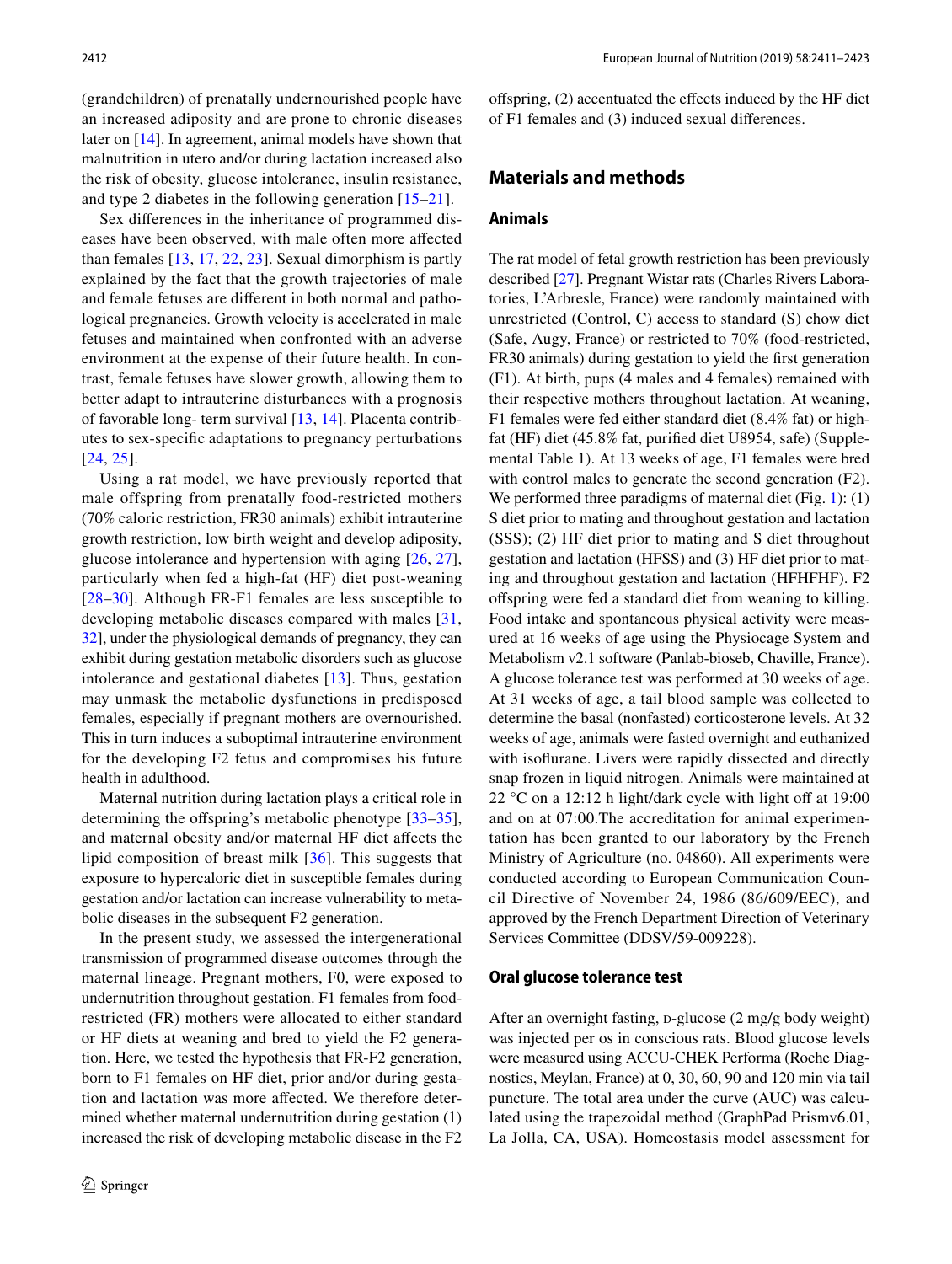(grandchildren) of prenatally undernourished people have an increased adiposity and are prone to chronic diseases later on [14]. In agreement, animal models have shown that malnutrition in utero and/or during lactation increased also the risk of obesity, glucose intolerance, insulin resistance, and type 2 diabetes in the following generation [15–21].

Sex differences in the inheritance of programmed diseases have been observed, with male often more affected than females [13, 17, 22, 23]. Sexual dimorphism is partly explained by the fact that the growth trajectories of male and female fetuses are different in both normal and pathological pregnancies. Growth velocity is accelerated in male fetuses and maintained when confronted with an adverse environment at the expense of their future health. In contrast, female fetuses have slower growth, allowing them to better adapt to intrauterine disturbances with a prognosis of favorable long- term survival [13, 14]. Placenta contributes to sex-specific adaptations to pregnancy perturbations [24, 25].

Using a rat model, we have previously reported that male offspring from prenatally food-restricted mothers (70% caloric restriction, FR30 animals) exhibit intrauterine growth restriction, low birth weight and develop adiposity, glucose intolerance and hypertension with aging [26, 27], particularly when fed a high-fat (HF) diet post-weaning [28–30]. Although FR-F1 females are less susceptible to developing metabolic diseases compared with males [31, 32], under the physiological demands of pregnancy, they can exhibit during gestation metabolic disorders such as glucose intolerance and gestational diabetes [13]. Thus, gestation may unmask the metabolic dysfunctions in predisposed females, especially if pregnant mothers are overnourished. This in turn induces a suboptimal intrauterine environment for the developing F2 fetus and compromises his future health in adulthood.

Maternal nutrition during lactation plays a critical role in determining the offspring's metabolic phenotype [33–35], and maternal obesity and/or maternal HF diet affects the lipid composition of breast milk [36]. This suggests that exposure to hypercaloric diet in susceptible females during gestation and/or lactation can increase vulnerability to metabolic diseases in the subsequent F2 generation.

In the present study, we assessed the intergenerational transmission of programmed disease outcomes through the maternal lineage. Pregnant mothers, F0, were exposed to undernutrition throughout gestation. F1 females from food-restricted (FR) mothers were allocated to either standard or HF diets at weaning and bred to yield the F2 generation. Here, we tested the hypothesis that FR-F2 generation, born to F1 females on HF diet, prior and/or during gestation and lactation was more affected. We therefore determined whether maternal undernutrition during gestation (1) increased the risk of developing metabolic disease in the F2 offspring, (2) accentuated the effects induced by the HF diet of F1 females and (3) induced sexual differences.

## Materials and methods

### Animals

The rat model of fetal growth restriction has been previously described [27]. Pregnant Wistar rats (Charles Rivers Laboratories, L'Arbresle, France) were randomly maintained with unrestricted (Control, C) access to standard (S) chow diet (Safe, Augy, France) or restricted to 70% (food-restricted, FR30 animals) during gestation to yield the first generation (F1). At birth, pups (4 males and 4 females) remained with their respective mothers throughout lactation. At weaning, F1 females were fed either standard diet (8.4% fat) or high-fat (HF) diet (45.8% fat, purified diet U8954, safe) (Supplemental Table 1). At 13 weeks of age, F1 females were bred with control males to generate the second generation (F2). We performed three paradigms of maternal diet (Fig. 1): (1) S diet prior to mating and throughout gestation and lactation (SSS); (2) HF diet prior to mating and S diet throughout gestation and lactation (HFSS) and (3) HF diet prior to mating and throughout gestation and lactation (HFHFHF). F2 offspring were fed a standard diet from weaning to killing. Food intake and spontaneous physical activity were measured at 16 weeks of age using the Physiocage System and Metabolism v2.1 software (Panlab-bioseb, Chaville, France). A glucose tolerance test was performed at 30 weeks of age. At 31 weeks of age, a tail blood sample was collected to determine the basal (nonfasted) corticosterone levels. At 32 weeks of age, animals were fasted overnight and euthanized with isoflurane. Livers were rapidly dissected and directly snap frozen in liquid nitrogen. Animals were maintained at 22 °C on a 12:12 h light/dark cycle with light off at 19:00 and on at 07:00.The accreditation for animal experimentation has been granted to our laboratory by the French Ministry of Agriculture (no. 04860). All experiments were conducted according to European Communication Council Directive of November 24, 1986 (86/609/EEC), and approved by the French Department Direction of Veterinary Services Committee (DDSV/59-009228).

### Oral glucose tolerance test

After an overnight fasting, D-glucose (2 mg/g body weight) was injected per os in conscious rats. Blood glucose levels were measured using ACCU-CHEK Performa (Roche Diagnostics, Meylan, France) at 0, 30, 60, 90 and 120 min via tail puncture. The total area under the curve (AUC) was calculated using the trapezoidal method (GraphPad Prismv6.01, La Jolla, CA, USA). Homeostasis model assessment for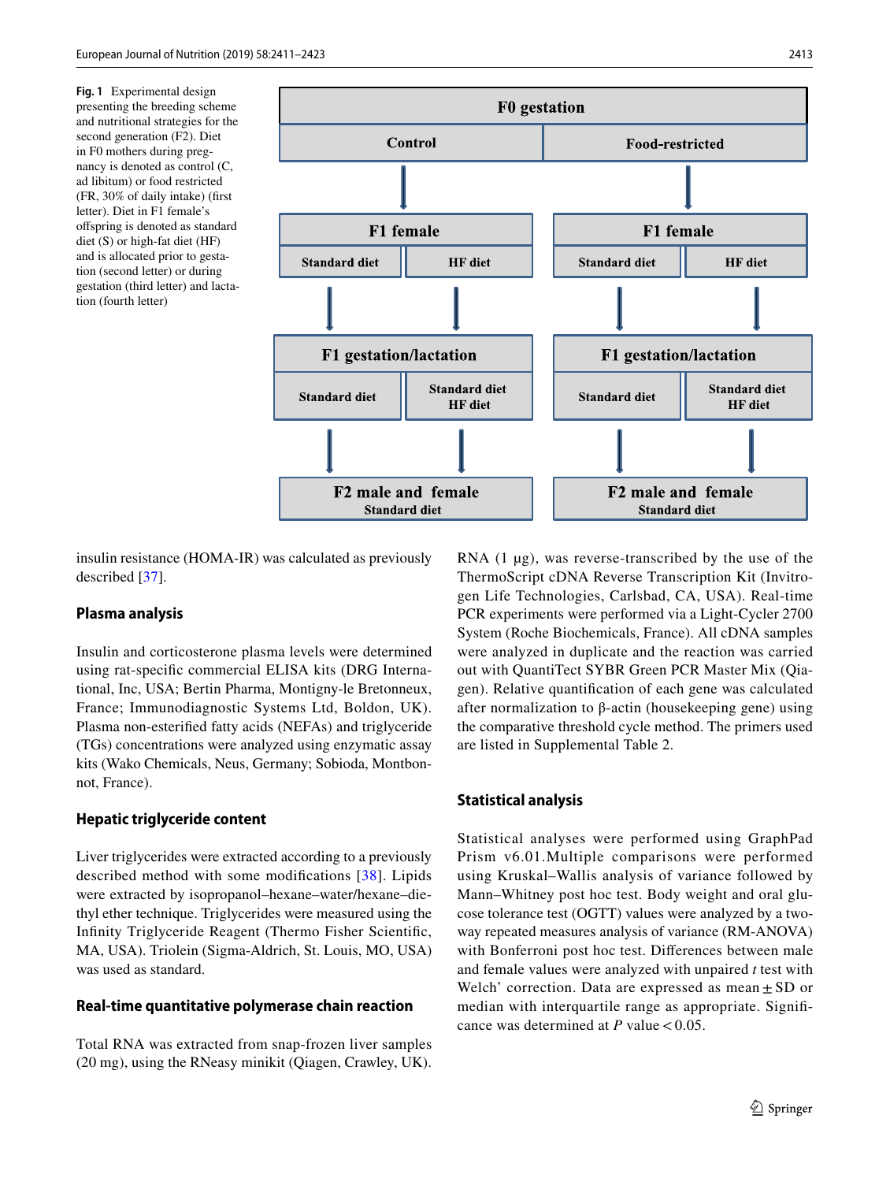Fig. 1 Experimental design presenting the breeding scheme and nutritional strategies for the second generation (F2). Diet in F0 mothers during pregnancy is denoted as control (C, ad libitum) or food restricted (FR, 30% of daily intake) (first letter). Diet in F1 female's offspring is denoted as standard diet (S) or high-fat diet (HF) and is allocated prior to gestation (second letter) or during gestation (third letter) and lactation (fourth letter)

| F0 gestation | | | |
|---|---|---|---|
| Control | | Food-restricted | |
| F1 female | | F1 female | |
| Standard diet | HF diet | Standard diet | HF diet |
| F1 gestation/lactation | | F1 gestation/lactation | |
| Standard diet | Standard diet HF diet | Standard diet | Standard diet HF diet |
| F2 male and female Standard diet | | F2 male and female Standard diet | |

insulin resistance (HOMA-IR) was calculated as previously described [37].

### Plasma analysis

Insulin and corticosterone plasma levels were determined using rat-specific commercial ELISA kits (DRG International, Inc, USA; Bertin Pharma, Montigny-le Bretonneux, France; Immunodiagnostic Systems Ltd, Boldon, UK). Plasma non-esterified fatty acids (NEFAs) and triglyceride (TGs) concentrations were analyzed using enzymatic assay kits (Wako Chemicals, Neus, Germany; Sobioda, Montbonnot, France).

### Hepatic triglyceride content

Liver triglycerides were extracted according to a previously described method with some modifications [38]. Lipids were extracted by isopropanol–hexane–water/hexane–diethyl ether technique. Triglycerides were measured using the Infinity Triglyceride Reagent (Thermo Fisher Scientific, MA, USA). Triolein (Sigma-Aldrich, St. Louis, MO, USA) was used as standard.

### Real-time quantitative polymerase chain reaction

Total RNA was extracted from snap-frozen liver samples (20 mg), using the RNeasy minikit (Qiagen, Crawley, UK). RNA (1 μg), was reverse-transcribed by the use of the ThermoScript cDNA Reverse Transcription Kit (Invitrogen Life Technologies, Carlsbad, CA, USA). Real-time PCR experiments were performed via a Light-Cycler 2700 System (Roche Biochemicals, France). All cDNA samples were analyzed in duplicate and the reaction was carried out with QuantiTect SYBR Green PCR Master Mix (Qiagen). Relative quantification of each gene was calculated after normalization to β-actin (housekeeping gene) using the comparative threshold cycle method. The primers used are listed in Supplemental Table 2.

### Statistical analysis

Statistical analyses were performed using GraphPad Prism v6.01.Multiple comparisons were performed using Kruskal–Wallis analysis of variance followed by Mann–Whitney post hoc test. Body weight and oral glucose tolerance test (OGTT) values were analyzed by a two-way repeated measures analysis of variance (RM-ANOVA) with Bonferroni post hoc test. Differences between male and female values were analyzed with unpaired *t* test with Welch' correction. Data are expressed as mean ± SD or median with interquartile range as appropriate. Significance was determined at $P$ value < 0.05.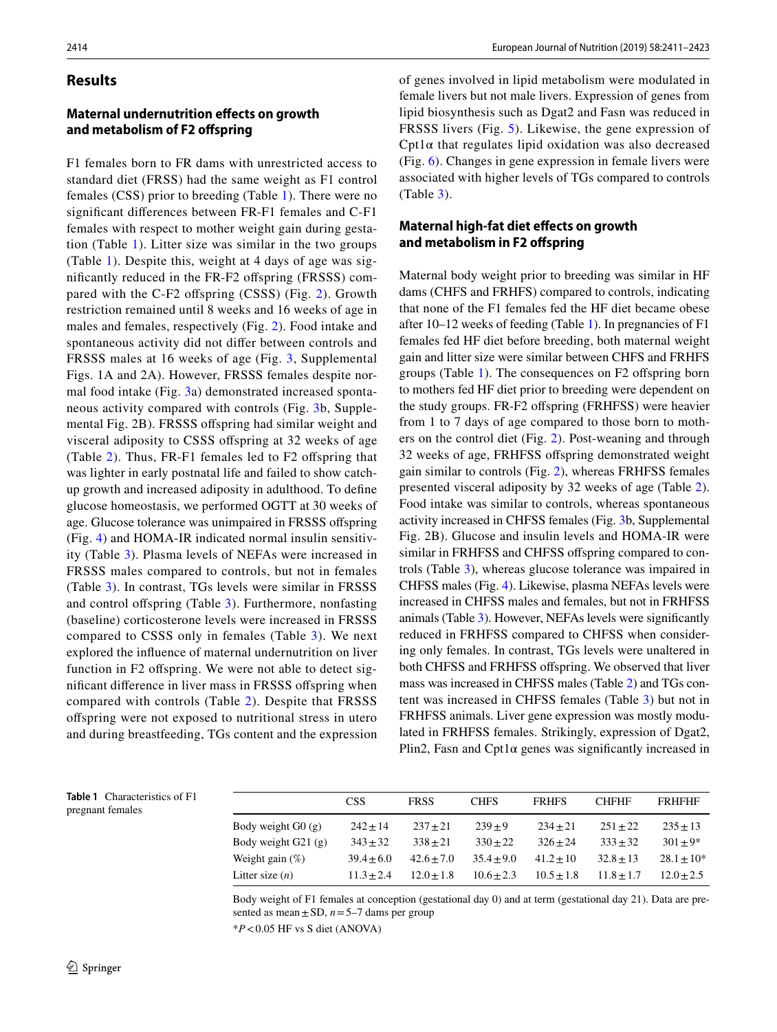## Results

### Maternal undernutrition effects on growth and metabolism of F2 offspring

F1 females born to FR dams with unrestricted access to standard diet (FRSS) had the same weight as F1 control females (CSS) prior to breeding (Table 1). There were no significant differences between FR-F1 females and C-F1 females with respect to mother weight gain during gestation (Table 1). Litter size was similar in the two groups (Table 1). Despite this, weight at 4 days of age was significantly reduced in the FR-F2 offspring (FRSSS) compared with the C-F2 offspring (CSSS) (Fig. 2). Growth restriction remained until 8 weeks and 16 weeks of age in males and females, respectively (Fig. 2). Food intake and spontaneous activity did not differ between controls and FRSSS males at 16 weeks of age (Fig. 3, Supplemental Figs. 1A and 2A). However, FRSSS females despite normal food intake (Fig. 3a) demonstrated increased spontaneous activity compared with controls (Fig. 3b, Supplemental Fig. 2B). FRSSS offspring had similar weight and visceral adiposity to CSSS offspring at 32 weeks of age (Table 2). Thus, FR-F1 females led to F2 offspring that was lighter in early postnatal life and failed to show catch-up growth and increased adiposity in adulthood. To define glucose homeostasis, we performed OGTT at 30 weeks of age. Glucose tolerance was unimpaired in FRSSS offspring (Fig. 4) and HOMA-IR indicated normal insulin sensitivity (Table 3). Plasma levels of NEFAs were increased in FRSSS males compared to controls, but not in females (Table 3). In contrast, TGs levels were similar in FRSSS and control offspring (Table 3). Furthermore, nonfasting (baseline) corticosterone levels were increased in FRSSS compared to CSSS only in females (Table 3). We next explored the influence of maternal undernutrition on liver function in F2 offspring. We were not able to detect significant difference in liver mass in FRSSS offspring when compared with controls (Table 2). Despite that FRSSS offspring were not exposed to nutritional stress in utero and during breastfeeding, TGs content and the expression of genes involved in lipid metabolism were modulated in female livers but not male livers. Expression of genes from lipid biosynthesis such as Dgat2 and Fasn was reduced in FRSSS livers (Fig. 5). Likewise, the gene expression of Cpt1α that regulates lipid oxidation was also decreased (Fig. 6). Changes in gene expression in female livers were associated with higher levels of TGs compared to controls (Table 3).

### Maternal high-fat diet effects on growth and metabolism in F2 offspring

Maternal body weight prior to breeding was similar in HF dams (CHFS and FRHFS) compared to controls, indicating that none of the F1 females fed the HF diet became obese after 10–12 weeks of feeding (Table 1). In pregnancies of F1 females fed HF diet before breeding, both maternal weight gain and litter size were similar between CHFS and FRHFS groups (Table 1). The consequences on F2 offspring born to mothers fed HF diet prior to breeding were dependent on the study groups. FR-F2 offspring (FRHFSS) were heavier from 1 to 7 days of age compared to those born to mothers on the control diet (Fig. 2). Post-weaning and through 32 weeks of age, FRHFSS offspring demonstrated weight gain similar to controls (Fig. 2), whereas FRHFSS females presented visceral adiposity by 32 weeks of age (Table 2). Food intake was similar to controls, whereas spontaneous activity increased in CHFSS females (Fig. 3b, Supplemental Fig. 2B). Glucose and insulin levels and HOMA-IR were similar in FRHFSS and CHFSS offspring compared to controls (Table 3), whereas glucose tolerance was impaired in CHFSS males (Fig. 4). Likewise, plasma NEFAs levels were increased in CHFSS males and females, but not in FRHFSS animals (Table 3). However, NEFAs levels were significantly reduced in FRHFSS compared to CHFSS when considering only females. In contrast, TGs levels were unaltered in both CHFSS and FRHFSS offspring. We observed that liver mass was increased in CHFSS males (Table 2) and TGs content was increased in CHFSS females (Table 3) but not in FRHFSS animals. Liver gene expression was mostly modulated in FRHFSS females. Strikingly, expression of Dgat2, Plin2, Fasn and Cpt1α genes was significantly increased in

**Table 1** Characteristics of F1 pregnant females

| | CSS | FRSS | CHFS | FRHFS | CHFHF | FRHFHF |
|---|---|---|---|---|---|---|
| Body weight G0 (g) | 242 ± 14 | 237 ± 21 | 239 ± 9 | 234 ± 21 | 251 ± 22 | 235 ± 13 |
| Body weight G21 (g) | 343 ± 32 | 338 ± 21 | 330 ± 22 | 326 ± 24 | 333 ± 32 | 301 ± 9* |
| Weight gain (%) | 39.4 ± 6.0 | 42.6 ± 7.0 | 35.4 ± 9.0 | 41.2 ± 10 | 32.8 ± 13 | 28.1 ± 10* |
| Litter size (*n*) | 11.3 ± 2.4 | 12.0 ± 1.8 | 10.6 ± 2.3 | 10.5 ± 1.8 | 11.8 ± 1.7 | 12.0 ± 2.5 |

Body weight of F1 females at conception (gestational day 0) and at term (gestational day 21). Data are presented as mean ± SD, *n* = 5–7 dams per group

*$P < 0.05$ HF vs S diet (ANOVA)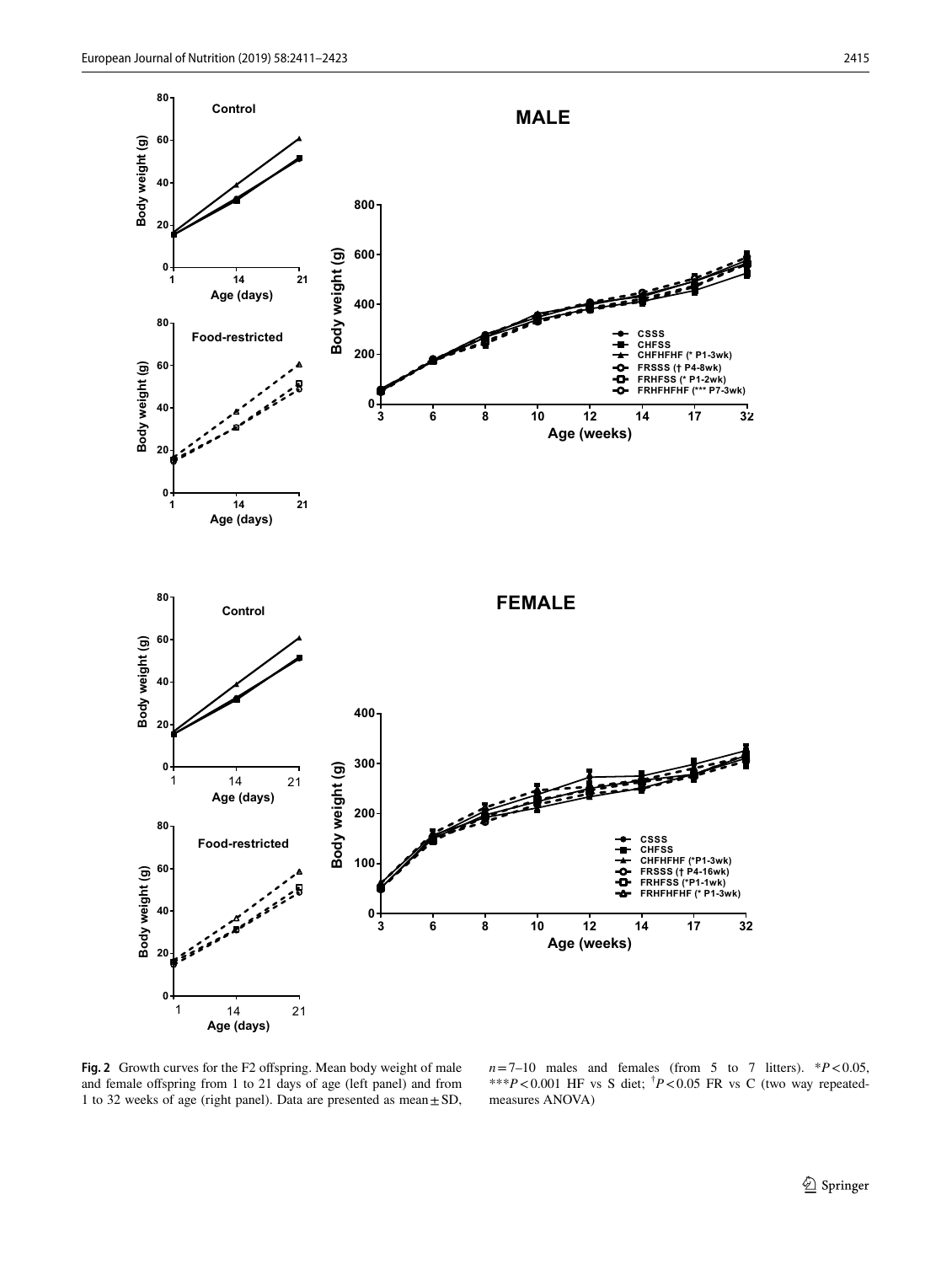**Fig. 2** Growth curves for the F2 offspring. Mean body weight of male and female offspring from 1 to 21 days of age (left panel) and from 1 to 32 weeks of age (right panel). Data are presented as mean ± SD, $n = 7–10$ males and females (from 5 to 7 litters). $^{*}P < 0.05$, $^{***}P < 0.001$ HF vs S diet; $^{\dagger}P < 0.05$ FR vs C (two way repeated-measures ANOVA)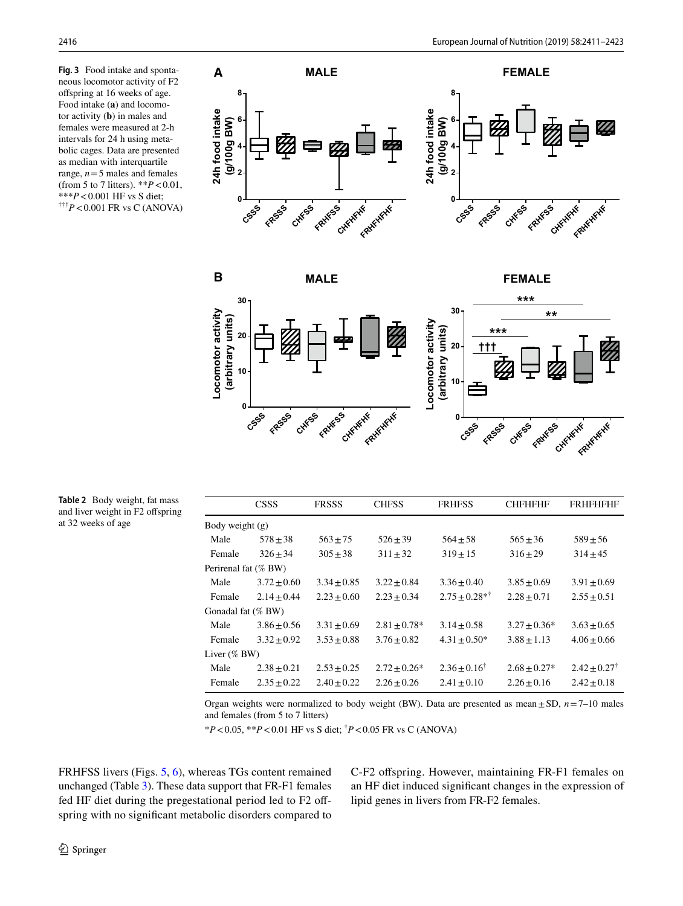**Fig. 3** Food intake and spontaneous locomotor activity of F2 offspring at 16 weeks of age. Food intake (**a**) and locomotor activity (**b**) in males and females were measured at 2-h intervals for 24 h using metabolic cages. Data are presented as median with interquartile range, $n = 5$ males and females (from 5 to 7 litters). $^{**}P < 0.01$, $^{***}P < 0.001$ HF vs S diet; $^{†††}P < 0.001$ FR vs C (ANOVA)

**Table 2** Body weight, fat mass and liver weight in F2 offspring at 32 weeks of age

| | CSSS | FRSSS | CHFSS | FRHFSS | CHFHFHF | FRHFHFHF |
|---|---|---|---|---|---|---|
| Body weight (g) | | | | | | |
| Male | 578 ± 38 | 563 ± 75 | 526 ± 39 | 564 ± 58 | 565 ± 36 | 589 ± 56 |
| Female | 326 ± 34 | 305 ± 38 | 311 ± 32 | 319 ± 15 | 316 ± 29 | 314 ± 45 |
| Perirenal fat (% BW) | | | | | | |
| Male | 3.72 ± 0.60 | 3.34 ± 0.85 | 3.22 ± 0.84 | 3.36 ± 0.40 | 3.85 ± 0.69 | 3.91 ± 0.69 |
| Female | 2.14 ± 0.44 | 2.23 ± 0.60 | 2.23 ± 0.34 | 2.75 ± 0.28*† | 2.28 ± 0.71 | 2.55 ± 0.51 |
| Gonadal fat (% BW) | | | | | | |
| Male | 3.86 ± 0.56 | 3.31 ± 0.69 | 2.81 ± 0.78* | 3.14 ± 0.58 | 3.27 ± 0.36* | 3.63 ± 0.65 |
| Female | 3.32 ± 0.92 | 3.53 ± 0.88 | 3.76 ± 0.82 | 4.31 ± 0.50* | 3.88 ± 1.13 | 4.06 ± 0.66 |
| Liver (% BW) | | | | | | |
| Male | 2.38 ± 0.21 | 2.53 ± 0.25 | 2.72 ± 0.26* | 2.36 ± 0.16† | 2.68 ± 0.27* | 2.42 ± 0.27† |
| Female | 2.35 ± 0.22 | 2.40 ± 0.22 | 2.26 ± 0.26 | 2.41 ± 0.10 | 2.26 ± 0.16 | 2.42 ± 0.18 |

Organ weights were normalized to body weight (BW). Data are presented as mean ± SD, $n = 7$–10 males and females (from 5 to 7 litters)

$^{*}P < 0.05$, $^{**}P < 0.01$ HF vs S diet; $^{†}P < 0.05$ FR vs C (ANOVA)

FRHFSS livers (Figs. 5, 6), whereas TGs content remained unchanged (Table 3). These data support that FR-F1 females fed HF diet during the pregestational period led to F2 offspring with no significant metabolic disorders compared to C-F2 offspring. However, maintaining FR-F1 females on an HF diet induced significant changes in the expression of lipid genes in livers from FR-F2 females.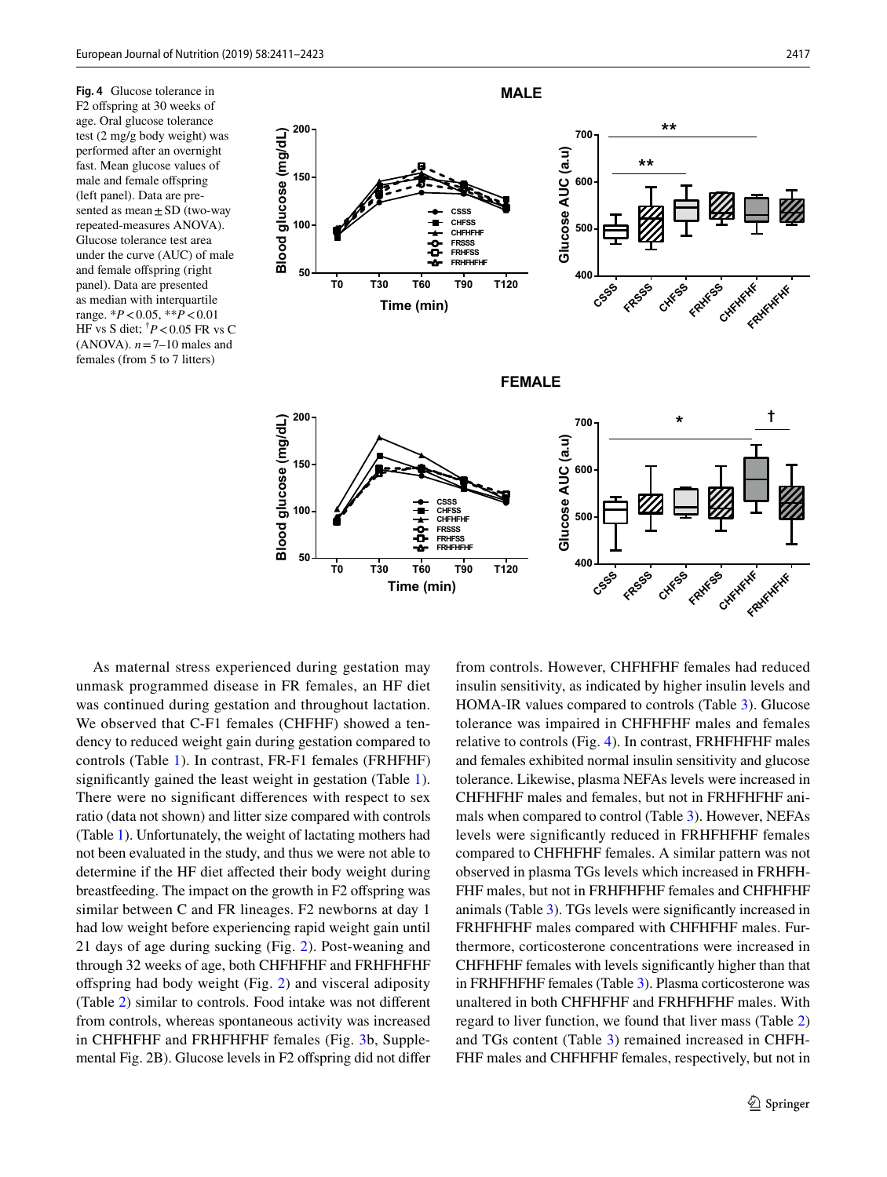**Fig. 4** Glucose tolerance in F2 offspring at 30 weeks of age. Oral glucose tolerance test (2 mg/g body weight) was performed after an overnight fast. Mean glucose values of male and female offspring (left panel). Data are presented as mean ± SD (two-way repeated-measures ANOVA). Glucose tolerance test area under the curve (AUC) of male and female offspring (right panel). Data are presented as median with interquartile range. $*P<0.05$, $**P<0.01$ HF vs S diet; $^{\dagger}P<0.05$ FR vs C (ANOVA). $n=7$–10 males and females (from 5 to 7 litters)

As maternal stress experienced during gestation may unmask programmed disease in FR females, an HF diet was continued during gestation and throughout lactation. We observed that C-F1 females (CHFHF) showed a tendency to reduced weight gain during gestation compared to controls (Table 1). In contrast, FR-F1 females (FRHFHF) significantly gained the least weight in gestation (Table 1). There were no significant differences with respect to sex ratio (data not shown) and litter size compared with controls (Table 1). Unfortunately, the weight of lactating mothers had not been evaluated in the study, and thus we were not able to determine if the HF diet affected their body weight during breastfeeding. The impact on the growth in F2 offspring was similar between C and FR lineages. F2 newborns at day 1 had low weight before experiencing rapid weight gain until 21 days of age during sucking (Fig. 2). Post-weaning and through 32 weeks of age, both CHFHFHF and FRHFHFHF offspring had body weight (Fig. 2) and visceral adiposity (Table 2) similar to controls. Food intake was not different from controls, whereas spontaneous activity was increased in CHFHFHF and FRHFHFHF females (Fig. 3b, Supplemental Fig. 2B). Glucose levels in F2 offspring did not differ from controls. However, CHFHFHF females had reduced insulin sensitivity, as indicated by higher insulin levels and HOMA-IR values compared to controls (Table 3). Glucose tolerance was impaired in CHFHFHF males and females relative to controls (Fig. 4). In contrast, FRHFHFHF males and females exhibited normal insulin sensitivity and glucose tolerance. Likewise, plasma NEFAs levels were increased in CHFHFHF males and females, but not in FRHFHFHF animals when compared to control (Table 3). However, NEFAs levels were significantly reduced in FRHFHFHF females compared to CHFHFHF females. A similar pattern was not observed in plasma TGs levels which increased in FRHFHFHF males, but not in FRHFHFHF females and CHFHFHF animals (Table 3). TGs levels were significantly increased in FRHFHFHF males compared with CHFHFHF males. Furthermore, corticosterone concentrations were increased in CHFHFHF females with levels significantly higher than that in FRHFHFHF females (Table 3). Plasma corticosterone was unaltered in both CHFHFHF and FRHFHFHF males. With regard to liver function, we found that liver mass (Table 2) and TGs content (Table 3) remained increased in CHFHFHF males and CHFHFHF females, respectively, but not in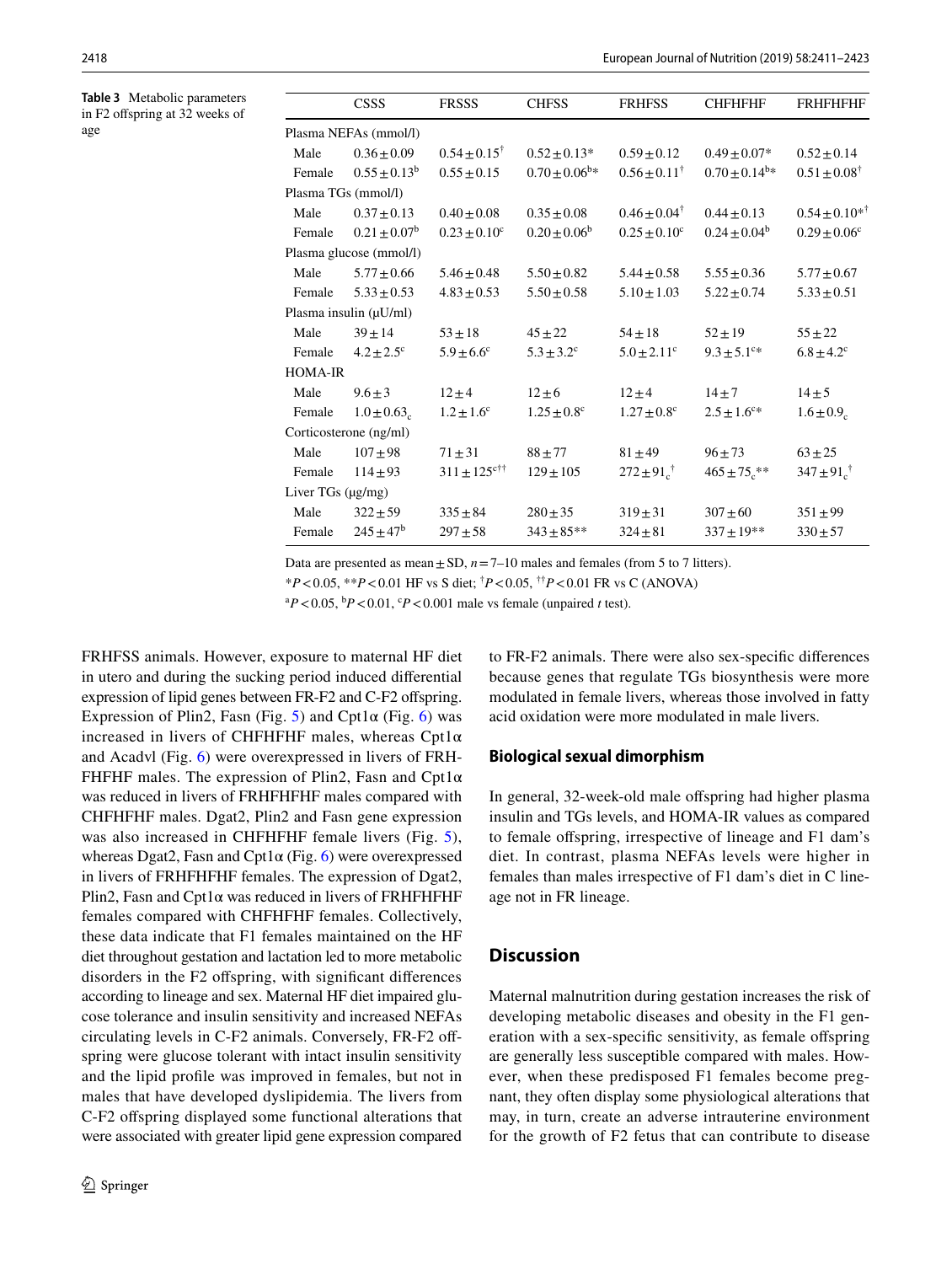**Table 3** Metabolic parameters in F2 offspring at 32 weeks of age

| | CSSS | FRSSS | CHFSS | FRHFSS | CHFHFHF | FRHFHFHF |
|---|---|---|---|---|---|---|
| Plasma NEFAs (mmol/l) | | | | | | |
| Male | 0.36 ± 0.09 | 0.54 ± 0.15[†] | 0.52 ± 0.13* | 0.59 ± 0.12 | 0.49 ± 0.07* | 0.52 ± 0.14 |
| Female | 0.55 ± 0.13[b] | 0.55 ± 0.15 | 0.70 ± 0.06[b]* | 0.56 ± 0.11[†] | 0.70 ± 0.14[b]* | 0.51 ± 0.08[†] |
| Plasma TGs (mmol/l) | | | | | | |
| Male | 0.37 ± 0.13 | 0.40 ± 0.08 | 0.35 ± 0.08 | 0.46 ± 0.04[†] | 0.44 ± 0.13 | 0.54 ± 0.10*[†] |
| Female | 0.21 ± 0.07[b] | 0.23 ± 0.10[c] | 0.20 ± 0.06[b] | 0.25 ± 0.10[c] | 0.24 ± 0.04[b] | 0.29 ± 0.06[c] |
| Plasma glucose (mmol/l) | | | | | | |
| Male | 5.77 ± 0.66 | 5.46 ± 0.48 | 5.50 ± 0.82 | 5.44 ± 0.58 | 5.55 ± 0.36 | 5.77 ± 0.67 |
| Female | 5.33 ± 0.53 | 4.83 ± 0.53 | 5.50 ± 0.58 | 5.10 ± 1.03 | 5.22 ± 0.74 | 5.33 ± 0.51 |
| Plasma insulin (μU/ml) | | | | | | |
| Male | 39 ± 14 | 53 ± 18 | 45 ± 22 | 54 ± 18 | 52 ± 19 | 55 ± 22 |
| Female | 4.2 ± 2.5[c] | 5.9 ± 6.6[c] | 5.3 ± 3.2[c] | 5.0 ± 2.11[c] | 9.3 ± 5.1[c]* | 6.8 ± 4.2[c] |
| HOMA-IR | | | | | | |
| Male | 9.6 ± 3 | 12 ± 4 | 12 ± 6 | 12 ± 4 | 14 ± 7 | 14 ± 5 |
| Female | 1.0 ± 0.63[c] | 1.2 ± 1.6[c] | 1.25 ± 0.8[c] | 1.27 ± 0.8[c] | 2.5 ± 1.6[c]* | 1.6 ± 0.9[c] |
| Corticosterone (ng/ml) | | | | | | |
| Male | 107 ± 98 | 71 ± 31 | 88 ± 77 | 81 ± 49 | 96 ± 73 | 63 ± 25 |
| Female | 114 ± 93 | 311 ± 125[c]†† | 129 ± 105 | 272 ± 91[c][†] | 465 ± 75[c]** | 347 ± 91[c][†] |
| Liver TGs (μg/mg) | | | | | | |
| Male | 322 ± 59 | 335 ± 84 | 280 ± 35 | 319 ± 31 | 307 ± 60 | 351 ± 99 |
| Female | 245 ± 47[b] | 297 ± 58 | 343 ± 85** | 324 ± 81 | 337 ± 19** | 330 ± 57 |

Data are presented as mean ± SD, $n = 7$–10 males and females (from 5 to 7 litters).

*$P < 0.05$, **$P < 0.01$ HF vs S diet; [†]$P < 0.05$, [††]$P < 0.01$ FR vs C (ANOVA)

[a]$P < 0.05$, [b]$P < 0.01$, [c]$P < 0.001$ male vs female (unpaired *t* test).

FRHFSS animals. However, exposure to maternal HF diet in utero and during the sucking period induced differential expression of lipid genes between FR-F2 and C-F2 offspring. Expression of Plin2, Fasn (Fig. 5) and Cpt1α (Fig. 6) was increased in livers of CHFHFHF males, whereas Cpt1α and Acadvl (Fig. 6) were overexpressed in livers of FRHFHFHF males. The expression of Plin2, Fasn and Cpt1α was reduced in livers of FRHFHFHF males compared with CHFHFHF males. Dgat2, Plin2 and Fasn gene expression was also increased in CHFHFHF female livers (Fig. 5), whereas Dgat2, Fasn and Cpt1α (Fig. 6) were overexpressed in livers of FRHFHFHF females. The expression of Dgat2, Plin2, Fasn and Cpt1α was reduced in livers of FRHFHFHF females compared with CHFHFHF females. Collectively, these data indicate that F1 females maintained on the HF diet throughout gestation and lactation led to more metabolic disorders in the F2 offspring, with significant differences according to lineage and sex. Maternal HF diet impaired glucose tolerance and insulin sensitivity and increased NEFAs circulating levels in C-F2 animals. Conversely, FR-F2 offspring were glucose tolerant with intact insulin sensitivity and the lipid profile was improved in females, but not in males that have developed dyslipidemia. The livers from C-F2 offspring displayed some functional alterations that were associated with greater lipid gene expression compared to FR-F2 animals. There were also sex-specific differences because genes that regulate TGs biosynthesis were more modulated in female livers, whereas those involved in fatty acid oxidation were more modulated in male livers.

### Biological sexual dimorphism

In general, 32-week-old male offspring had higher plasma insulin and TGs levels, and HOMA-IR values as compared to female offspring, irrespective of lineage and F1 dam's diet. In contrast, plasma NEFAs levels were higher in females than males irrespective of F1 dam's diet in C lineage not in FR lineage.

## Discussion

Maternal malnutrition during gestation increases the risk of developing metabolic diseases and obesity in the F1 generation with a sex-specific sensitivity, as female offspring are generally less susceptible compared with males. However, when these predisposed F1 females become pregnant, they often display some physiological alterations that may, in turn, create an adverse intrauterine environment for the growth of F2 fetus that can contribute to disease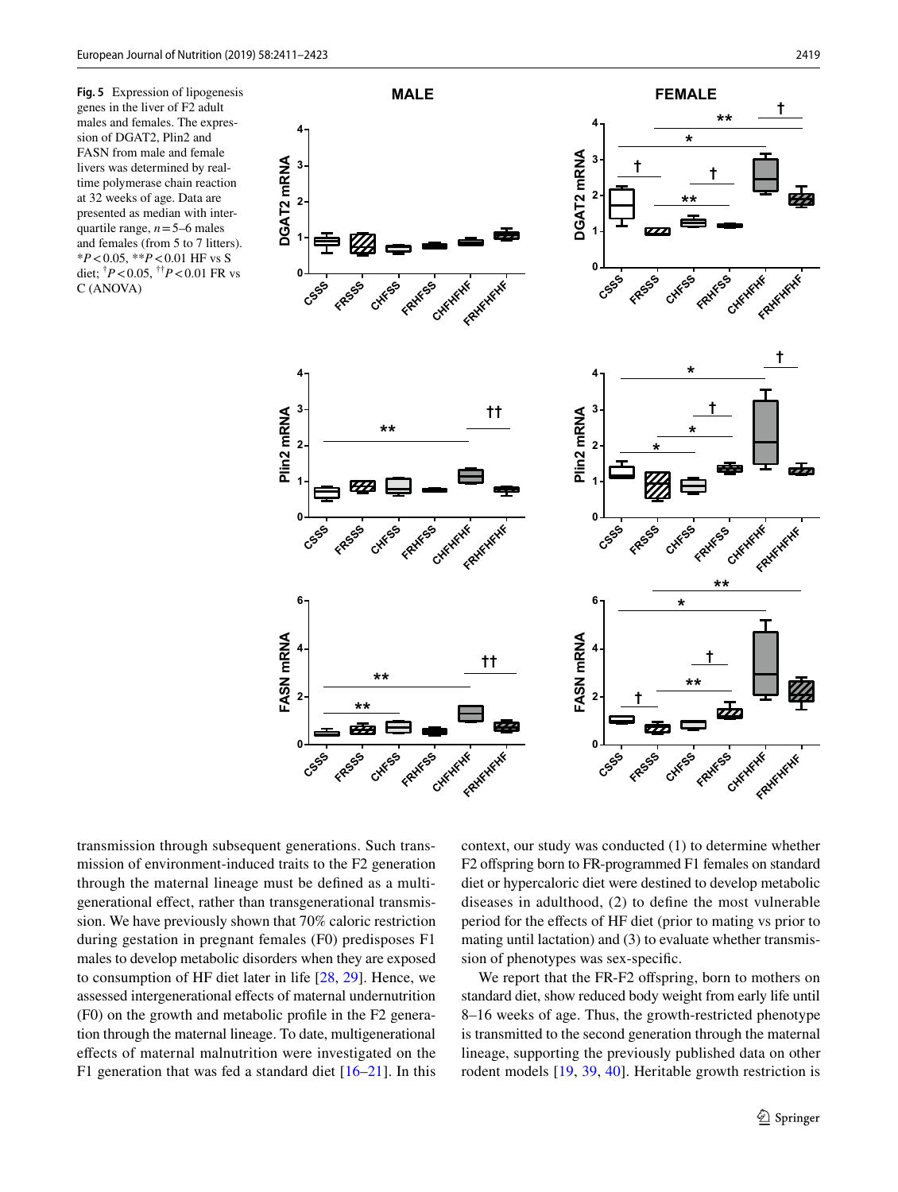**Fig. 5** Expression of lipogenesis genes in the liver of F2 adult males and females. The expression of DGAT2, Plin2 and FASN from male and female livers was determined by real-time polymerase chain reaction at 32 weeks of age. Data are presented as median with interquartile range, $n = 5$–6 males and females (from 5 to 7 litters). $^{*}P < 0.05$, $^{**}P < 0.01$ HF vs S diet; $^{\dagger}P < 0.05$, $^{\dagger\dagger}P < 0.01$ FR vs C (ANOVA)

transmission through subsequent generations. Such transmission of environment-induced traits to the F2 generation through the maternal lineage must be defined as a multigenerational effect, rather than transgenerational transmission. We have previously shown that 70% caloric restriction during gestation in pregnant females (F0) predisposes F1 males to develop metabolic disorders when they are exposed to consumption of HF diet later in life [28, 29]. Hence, we assessed intergenerational effects of maternal undernutrition (F0) on the growth and metabolic profile in the F2 generation through the maternal lineage. To date, multigenerational effects of maternal malnutrition were investigated on the F1 generation that was fed a standard diet [16–21]. In this context, our study was conducted (1) to determine whether F2 offspring born to FR-programmed F1 females on standard diet or hypercaloric diet were destined to develop metabolic diseases in adulthood, (2) to define the most vulnerable period for the effects of HF diet (prior to mating vs prior to mating until lactation) and (3) to evaluate whether transmission of phenotypes was sex-specific.

We report that the FR-F2 offspring, born to mothers on standard diet, show reduced body weight from early life until 8–16 weeks of age. Thus, the growth-restricted phenotype is transmitted to the second generation through the maternal lineage, supporting the previously published data on other rodent models [19, 39, 40]. Heritable growth restriction is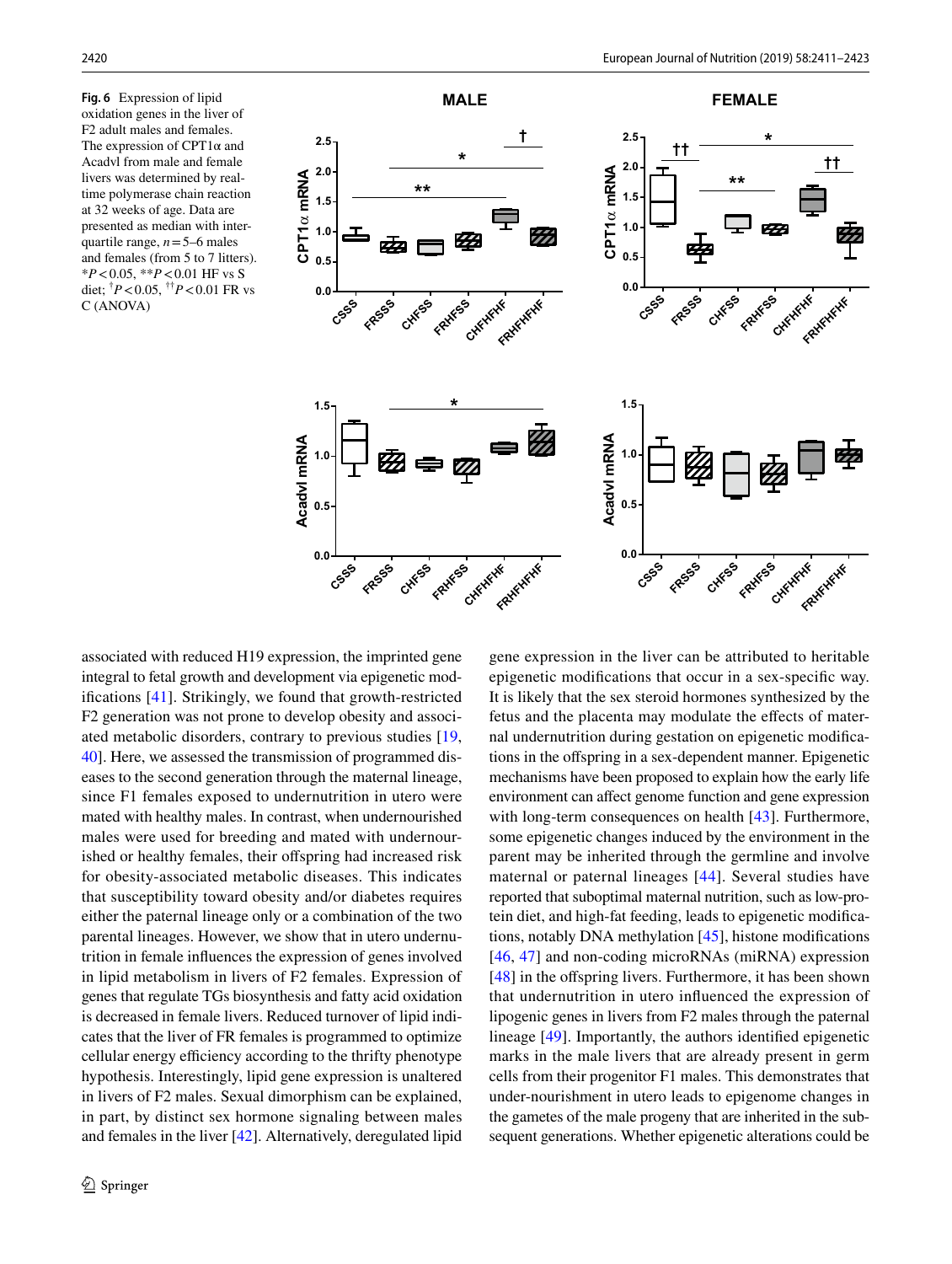**Fig. 6** Expression of lipid oxidation genes in the liver of F2 adult males and females. The expression of CPT1α and Acadvl from male and female livers was determined by real-time polymerase chain reaction at 32 weeks of age. Data are presented as median with inter-quartile range, $n = 5–6$ males and females (from 5 to 7 litters). *$P < 0.05$, **$P < 0.01$ HF vs S diet; †$P < 0.05$, ††$P < 0.01$ FR vs C (ANOVA)

associated with reduced H19 expression, the imprinted gene integral to fetal growth and development via epigenetic modifications [41]. Strikingly, we found that growth-restricted F2 generation was not prone to develop obesity and associated metabolic disorders, contrary to previous studies [19, 40]. Here, we assessed the transmission of programmed diseases to the second generation through the maternal lineage, since F1 females exposed to undernutrition in utero were mated with healthy males. In contrast, when undernourished males were used for breeding and mated with undernourished or healthy females, their offspring had increased risk for obesity-associated metabolic diseases. This indicates that susceptibility toward obesity and/or diabetes requires either the paternal lineage only or a combination of the two parental lineages. However, we show that in utero undernutrition in female influences the expression of genes involved in lipid metabolism in livers of F2 females. Expression of genes that regulate TGs biosynthesis and fatty acid oxidation is decreased in female livers. Reduced turnover of lipid indicates that the liver of FR females is programmed to optimize cellular energy efficiency according to the thrifty phenotype hypothesis. Interestingly, lipid gene expression is unaltered in livers of F2 males. Sexual dimorphism can be explained, in part, by distinct sex hormone signaling between males and females in the liver [42]. Alternatively, deregulated lipid gene expression in the liver can be attributed to heritable epigenetic modifications that occur in a sex-specific way. It is likely that the sex steroid hormones synthesized by the fetus and the placenta may modulate the effects of maternal undernutrition during gestation on epigenetic modifications in the offspring in a sex-dependent manner. Epigenetic mechanisms have been proposed to explain how the early life environment can affect genome function and gene expression with long-term consequences on health [43]. Furthermore, some epigenetic changes induced by the environment in the parent may be inherited through the germline and involve maternal or paternal lineages [44]. Several studies have reported that suboptimal maternal nutrition, such as low-protein diet, and high-fat feeding, leads to epigenetic modifications, notably DNA methylation [45], histone modifications [46, 47] and non-coding microRNAs (miRNA) expression [48] in the offspring livers. Furthermore, it has been shown that undernutrition in utero influenced the expression of lipogenic genes in livers from F2 males through the paternal lineage [49]. Importantly, the authors identified epigenetic marks in the male livers that are already present in germ cells from their progenitor F1 males. This demonstrates that under-nourishment in utero leads to epigenome changes in the gametes of the male progeny that are inherited in the subsequent generations. Whether epigenetic alterations could be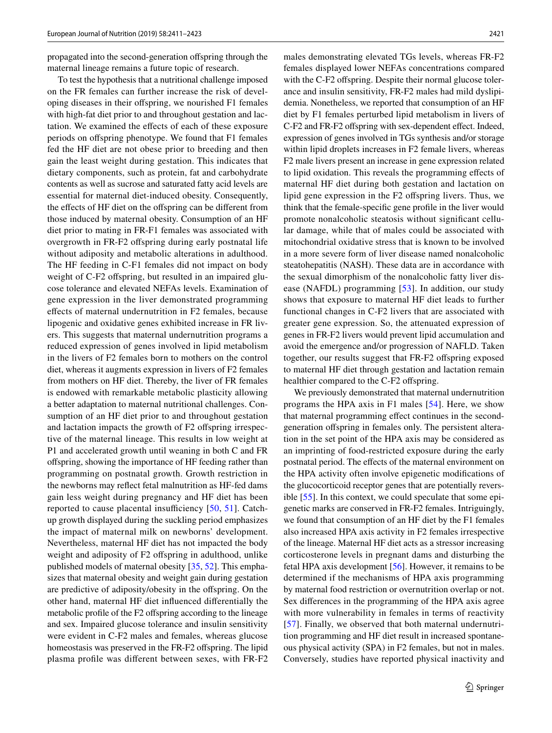propagated into the second-generation offspring through the maternal lineage remains a future topic of research.

To test the hypothesis that a nutritional challenge imposed on the FR females can further increase the risk of developing diseases in their offspring, we nourished F1 females with high-fat diet prior to and throughout gestation and lactation. We examined the effects of each of these exposure periods on offspring phenotype. We found that F1 females fed the HF diet are not obese prior to breeding and then gain the least weight during gestation. This indicates that dietary components, such as protein, fat and carbohydrate contents as well as sucrose and saturated fatty acid levels are essential for maternal diet-induced obesity. Consequently, the effects of HF diet on the offspring can be different from those induced by maternal obesity. Consumption of an HF diet prior to mating in FR-F1 females was associated with overgrowth in FR-F2 offspring during early postnatal life without adiposity and metabolic alterations in adulthood. The HF feeding in C-F1 females did not impact on body weight of C-F2 offspring, but resulted in an impaired glucose tolerance and elevated NEFAs levels. Examination of gene expression in the liver demonstrated programming effects of maternal undernutrition in F2 females, because lipogenic and oxidative genes exhibited increase in FR livers. This suggests that maternal undernutrition programs a reduced expression of genes involved in lipid metabolism in the livers of F2 females born to mothers on the control diet, whereas it augments expression in livers of F2 females from mothers on HF diet. Thereby, the liver of FR females is endowed with remarkable metabolic plasticity allowing a better adaptation to maternal nutritional challenges. Consumption of an HF diet prior to and throughout gestation and lactation impacts the growth of F2 offspring irrespective of the maternal lineage. This results in low weight at P1 and accelerated growth until weaning in both C and FR offspring, showing the importance of HF feeding rather than programming on postnatal growth. Growth restriction in the newborns may reflect fetal malnutrition as HF-fed dams gain less weight during pregnancy and HF diet has been reported to cause placental insufficiency [50, 51]. Catch-up growth displayed during the suckling period emphasizes the impact of maternal milk on newborns' development. Nevertheless, maternal HF diet has not impacted the body weight and adiposity of F2 offspring in adulthood, unlike published models of maternal obesity [35, 52]. This emphasizes that maternal obesity and weight gain during gestation are predictive of adiposity/obesity in the offspring. On the other hand, maternal HF diet influenced differentially the metabolic profile of the F2 offspring according to the lineage and sex. Impaired glucose tolerance and insulin sensitivity were evident in C-F2 males and females, whereas glucose homeostasis was preserved in the FR-F2 offspring. The lipid plasma profile was different between sexes, with FR-F2 males demonstrating elevated TGs levels, whereas FR-F2 females displayed lower NEFAs concentrations compared with the C-F2 offspring. Despite their normal glucose tolerance and insulin sensitivity, FR-F2 males had mild dyslipidemia. Nonetheless, we reported that consumption of an HF diet by F1 females perturbed lipid metabolism in livers of C-F2 and FR-F2 offspring with sex-dependent effect. Indeed, expression of genes involved in TGs synthesis and/or storage within lipid droplets increases in F2 female livers, whereas F2 male livers present an increase in gene expression related to lipid oxidation. This reveals the programming effects of maternal HF diet during both gestation and lactation on lipid gene expression in the F2 offspring livers. Thus, we think that the female-specific gene profile in the liver would promote nonalcoholic steatosis without significant cellular damage, while that of males could be associated with mitochondrial oxidative stress that is known to be involved in a more severe form of liver disease named nonalcoholic steatohepatitis (NASH). These data are in accordance with the sexual dimorphism of the nonalcoholic fatty liver disease (NAFDL) programming [53]. In addition, our study shows that exposure to maternal HF diet leads to further functional changes in C-F2 livers that are associated with greater gene expression. So, the attenuated expression of genes in FR-F2 livers would prevent lipid accumulation and avoid the emergence and/or progression of NAFLD. Taken together, our results suggest that FR-F2 offspring exposed to maternal HF diet through gestation and lactation remain healthier compared to the C-F2 offspring.

We previously demonstrated that maternal undernutrition programs the HPA axis in F1 males [54]. Here, we show that maternal programming effect continues in the second-generation offspring in females only. The persistent alteration in the set point of the HPA axis may be considered as an imprinting of food-restricted exposure during the early postnatal period. The effects of the maternal environment on the HPA activity often involve epigenetic modifications of the glucocorticoid receptor genes that are potentially reversible [55]. In this context, we could speculate that some epigenetic marks are conserved in FR-F2 females. Intriguingly, we found that consumption of an HF diet by the F1 females also increased HPA axis activity in F2 females irrespective of the lineage. Maternal HF diet acts as a stressor increasing corticosterone levels in pregnant dams and disturbing the fetal HPA axis development [56]. However, it remains to be determined if the mechanisms of HPA axis programming by maternal food restriction or overnutrition overlap or not. Sex differences in the programming of the HPA axis agree with more vulnerability in females in terms of reactivity [57]. Finally, we observed that both maternal undernutrition programming and HF diet result in increased spontaneous physical activity (SPA) in F2 females, but not in males. Conversely, studies have reported physical inactivity and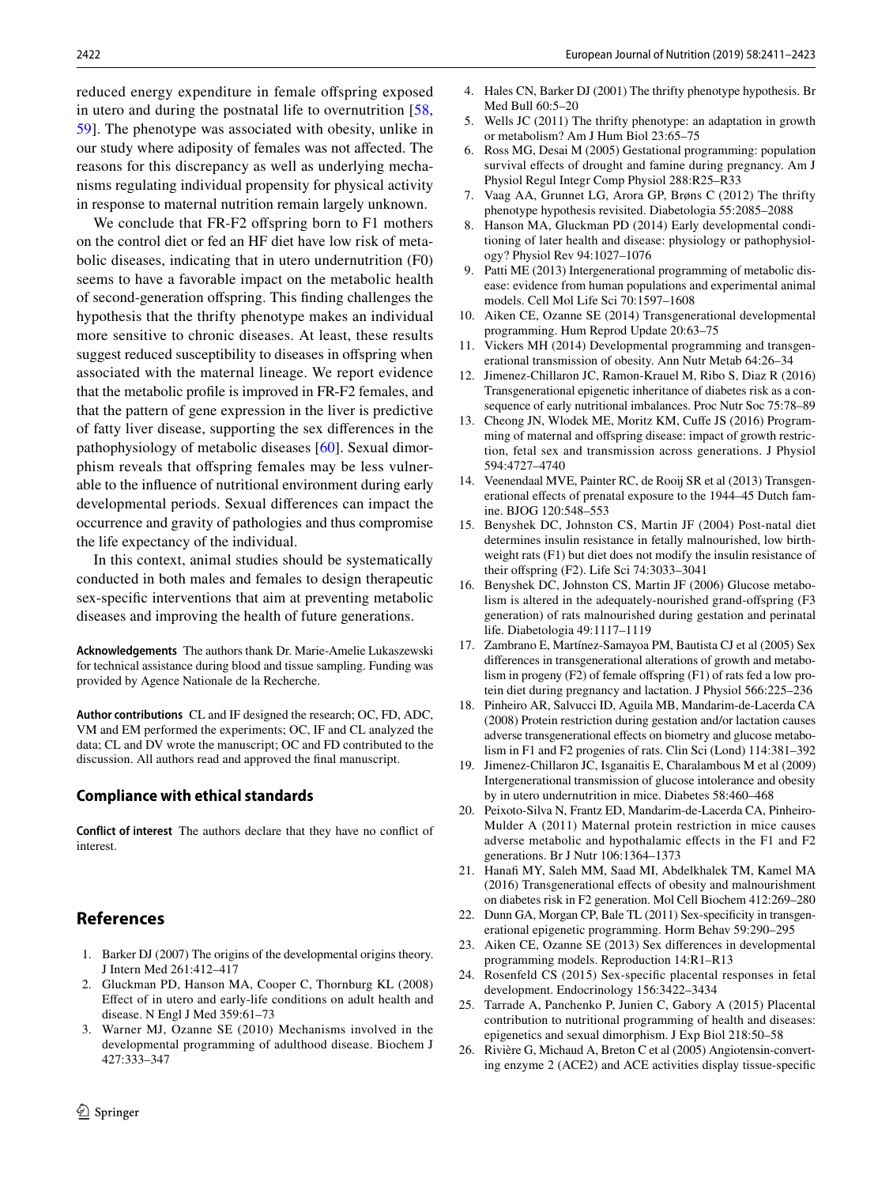reduced energy expenditure in female offspring exposed in utero and during the postnatal life to overnutrition [58, 59]. The phenotype was associated with obesity, unlike in our study where adiposity of females was not affected. The reasons for this discrepancy as well as underlying mechanisms regulating individual propensity for physical activity in response to maternal nutrition remain largely unknown.

We conclude that FR-F2 offspring born to F1 mothers on the control diet or fed an HF diet have low risk of metabolic diseases, indicating that in utero undernutrition (F0) seems to have a favorable impact on the metabolic health of second-generation offspring. This finding challenges the hypothesis that the thrifty phenotype makes an individual more sensitive to chronic diseases. At least, these results suggest reduced susceptibility to diseases in offspring when associated with the maternal lineage. We report evidence that the metabolic profile is improved in FR-F2 females, and that the pattern of gene expression in the liver is predictive of fatty liver disease, supporting the sex differences in the pathophysiology of metabolic diseases [60]. Sexual dimorphism reveals that offspring females may be less vulnerable to the influence of nutritional environment during early developmental periods. Sexual differences can impact the occurrence and gravity of pathologies and thus compromise the life expectancy of the individual.

In this context, animal studies should be systematically conducted in both males and females to design therapeutic sex-specific interventions that aim at preventing metabolic diseases and improving the health of future generations.

**Acknowledgements** The authors thank Dr. Marie-Amelie Lukaszewski for technical assistance during blood and tissue sampling. Funding was provided by Agence Nationale de la Recherche.

**Author contributions** CL and IF designed the research; OC, FD, ADC, VM and EM performed the experiments; OC, IF and CL analyzed the data; CL and DV wrote the manuscript; OC and FD contributed to the discussion. All authors read and approved the final manuscript.

## Compliance with ethical standards

**Conflict of interest** The authors declare that they have no conflict of interest.

## References

1. Barker DJ (2007) The origins of the developmental origins theory. J Intern Med 261:412–417
2. Gluckman PD, Hanson MA, Cooper C, Thornburg KL (2008) Effect of in utero and early-life conditions on adult health and disease. N Engl J Med 359:61–73
3. Warner MJ, Ozanne SE (2010) Mechanisms involved in the developmental programming of adulthood disease. Biochem J 427:333–347
4. Hales CN, Barker DJ (2001) The thrifty phenotype hypothesis. Br Med Bull 60:5–20
5. Wells JC (2011) The thrifty phenotype: an adaptation in growth or metabolism? Am J Hum Biol 23:65–75
6. Ross MG, Desai M (2005) Gestational programming: population survival effects of drought and famine during pregnancy. Am J Physiol Regul Integr Comp Physiol 288:R25–R33
7. Vaag AA, Grunnet LG, Arora GP, Brøns C (2012) The thrifty phenotype hypothesis revisited. Diabetologia 55:2085–2088
8. Hanson MA, Gluckman PD (2014) Early developmental conditioning of later health and disease: physiology or pathophysiology? Physiol Rev 94:1027–1076
9. Patti ME (2013) Intergenerational programming of metabolic disease: evidence from human populations and experimental animal models. Cell Mol Life Sci 70:1597–1608
10. Aiken CE, Ozanne SE (2014) Transgenerational developmental programming. Hum Reprod Update 20:63–75
11. Vickers MH (2014) Developmental programming and transgenerational transmission of obesity. Ann Nutr Metab 64:26–34
12. Jimenez-Chillaron JC, Ramon-Krauel M, Ribo S, Diaz R (2016) Transgenerational epigenetic inheritance of diabetes risk as a consequence of early nutritional imbalances. Proc Nutr Soc 75:78–89
13. Cheong JN, Wlodek ME, Moritz KM, Cuffe JS (2016) Programming of maternal and offspring disease: impact of growth restriction, fetal sex and transmission across generations. J Physiol 594:4727–4740
14. Veenendaal MVE, Painter RC, de Rooij SR et al (2013) Transgenerational effects of prenatal exposure to the 1944–45 Dutch famine. BJOG 120:548–553
15. Benyshek DC, Johnston CS, Martin JF (2004) Post-natal diet determines insulin resistance in fetally malnourished, low birthweight rats (F1) but diet does not modify the insulin resistance of their offspring (F2). Life Sci 74:3033–3041
16. Benyshek DC, Johnston CS, Martin JF (2006) Glucose metabolism is altered in the adequately-nourished grand-offspring (F3 generation) of rats malnourished during gestation and perinatal life. Diabetologia 49:1117–1119
17. Zambrano E, Martínez-Samayoa PM, Bautista CJ et al (2005) Sex differences in transgenerational alterations of growth and metabolism in progeny (F2) of female offspring (F1) of rats fed a low protein diet during pregnancy and lactation. J Physiol 566:225–236
18. Pinheiro AR, Salvucci ID, Aguila MB, Mandarim-de-Lacerda CA (2008) Protein restriction during gestation and/or lactation causes adverse transgenerational effects on biometry and glucose metabolism in F1 and F2 progenies of rats. Clin Sci (Lond) 114:381–392
19. Jimenez-Chillaron JC, Isganaitis E, Charalambous M et al (2009) Intergenerational transmission of glucose intolerance and obesity by in utero undernutrition in mice. Diabetes 58:460–468
20. Peixoto-Silva N, Frantz ED, Mandarim-de-Lacerda CA, Pinheiro-Mulder A (2011) Maternal protein restriction in mice causes adverse metabolic and hypothalamic effects in the F1 and F2 generations. Br J Nutr 106:1364–1373
21. Hanafi MY, Saleh MM, Saad MI, Abdelkhalek TM, Kamel MA (2016) Transgenerational effects of obesity and malnourishment on diabetes risk in F2 generation. Mol Cell Biochem 412:269–280
22. Dunn GA, Morgan CP, Bale TL (2011) Sex-specificity in transgenerational epigenetic programming. Horm Behav 59:290–295
23. Aiken CE, Ozanne SE (2013) Sex differences in developmental programming models. Reproduction 14:R1–R13
24. Rosenfeld CS (2015) Sex-specific placental responses in fetal development. Endocrinology 156:3422–3434
25. Tarrade A, Panchenko P, Junien C, Gabory A (2015) Placental contribution to nutritional programming of health and diseases: epigenetics and sexual dimorphism. J Exp Biol 218:50–58
26. Rivière G, Michaud A, Breton C et al (2005) Angiotensin-converting enzyme 2 (ACE2) and ACE activities display tissue-specific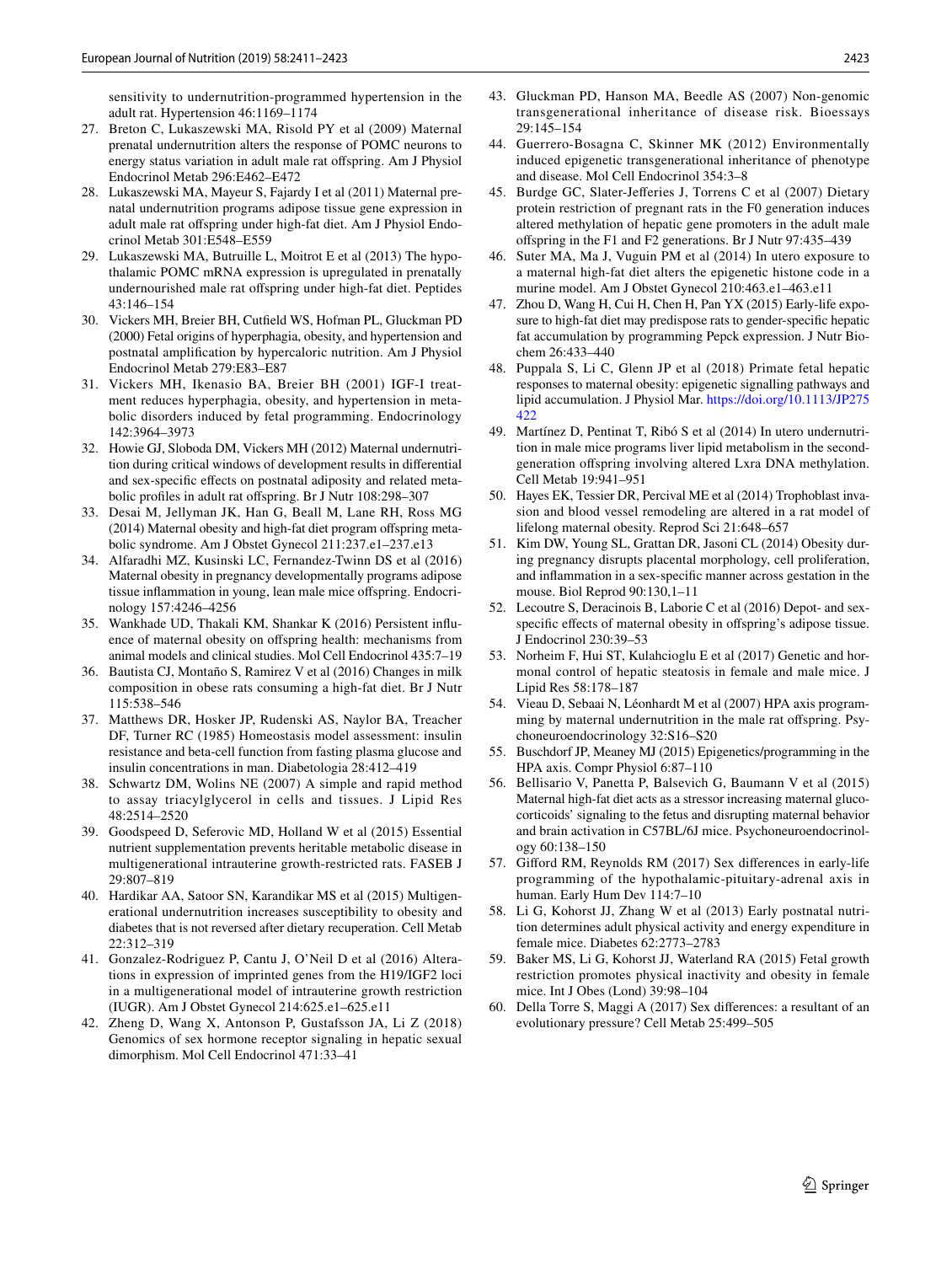sensitivity to undernutrition-programmed hypertension in the adult rat. Hypertension 46:1169–1174

27. Breton C, Lukaszewski MA, Risold PY et al (2009) Maternal prenatal undernutrition alters the response of POMC neurons to energy status variation in adult male rat offspring. Am J Physiol Endocrinol Metab 296:E462–E472
28. Lukaszewski MA, Mayeur S, Fajardy I et al (2011) Maternal prenatal undernutrition programs adipose tissue gene expression in adult male rat offspring under high-fat diet. Am J Physiol Endocrinol Metab 301:E548–E559
29. Lukaszewski MA, Butruille L, Moitrot E et al (2013) The hypothalamic POMC mRNA expression is upregulated in prenatally undernourished male rat offspring under high-fat diet. Peptides 43:146–154
30. Vickers MH, Breier BH, Cutfield WS, Hofman PL, Gluckman PD (2000) Fetal origins of hyperphagia, obesity, and hypertension and postnatal amplification by hypercaloric nutrition. Am J Physiol Endocrinol Metab 279:E83–E87
31. Vickers MH, Ikenasio BA, Breier BH (2001) IGF-I treatment reduces hyperphagia, obesity, and hypertension in metabolic disorders induced by fetal programming. Endocrinology 142:3964–3973
32. Howie GJ, Sloboda DM, Vickers MH (2012) Maternal undernutrition during critical windows of development results in differential and sex-specific effects on postnatal adiposity and related metabolic profiles in adult rat offspring. Br J Nutr 108:298–307
33. Desai M, Jellyman JK, Han G, Beall M, Lane RH, Ross MG (2014) Maternal obesity and high-fat diet program offspring metabolic syndrome. Am J Obstet Gynecol 211:237.e1–237.e13
34. Alfaradhi MZ, Kusinski LC, Fernandez-Twinn DS et al (2016) Maternal obesity in pregnancy developmentally programs adipose tissue inflammation in young, lean male mice offspring. Endocrinology 157:4246–4256
35. Wankhade UD, Thakali KM, Shankar K (2016) Persistent influence of maternal obesity on offspring health: mechanisms from animal models and clinical studies. Mol Cell Endocrinol 435:7–19
36. Bautista CJ, Montaño S, Ramirez V et al (2016) Changes in milk composition in obese rats consuming a high-fat diet. Br J Nutr 115:538–546
37. Matthews DR, Hosker JP, Rudenski AS, Naylor BA, Treacher DF, Turner RC (1985) Homeostasis model assessment: insulin resistance and beta-cell function from fasting plasma glucose and insulin concentrations in man. Diabetologia 28:412–419
38. Schwartz DM, Wolins NE (2007) A simple and rapid method to assay triacylglycerol in cells and tissues. J Lipid Res 48:2514–2520
39. Goodspeed D, Seferovic MD, Holland W et al (2015) Essential nutrient supplementation prevents heritable metabolic disease in multigenerational intrauterine growth-restricted rats. FASEB J 29:807–819
40. Hardikar AA, Satoor SN, Karandikar MS et al (2015) Multigenerational undernutrition increases susceptibility to obesity and diabetes that is not reversed after dietary recuperation. Cell Metab 22:312–319
41. Gonzalez-Rodriguez P, Cantu J, O'Neil D et al (2016) Alterations in expression of imprinted genes from the H19/IGF2 loci in a multigenerational model of intrauterine growth restriction (IUGR). Am J Obstet Gynecol 214:625.e1–625.e11
42. Zheng D, Wang X, Antonson P, Gustafsson JA, Li Z (2018) Genomics of sex hormone receptor signaling in hepatic sexual dimorphism. Mol Cell Endocrinol 471:33–41
43. Gluckman PD, Hanson MA, Beedle AS (2007) Non-genomic transgenerational inheritance of disease risk. Bioessays 29:145–154
44. Guerrero-Bosagna C, Skinner MK (2012) Environmentally induced epigenetic transgenerational inheritance of phenotype and disease. Mol Cell Endocrinol 354:3–8
45. Burdge GC, Slater-Jefferies J, Torrens C et al (2007) Dietary protein restriction of pregnant rats in the F0 generation induces altered methylation of hepatic gene promoters in the adult male offspring in the F1 and F2 generations. Br J Nutr 97:435–439
46. Suter MA, Ma J, Vuguin PM et al (2014) In utero exposure to a maternal high-fat diet alters the epigenetic histone code in a murine model. Am J Obstet Gynecol 210:463.e1–463.e11
47. Zhou D, Wang H, Cui H, Chen H, Pan YX (2015) Early-life exposure to high-fat diet may predispose rats to gender-specific hepatic fat accumulation by programming Pepck expression. J Nutr Biochem 26:433–440
48. Puppala S, Li C, Glenn JP et al (2018) Primate fetal hepatic responses to maternal obesity: epigenetic signalling pathways and lipid accumulation. J Physiol Mar. https://doi.org/10.1113/JP275422
49. Martínez D, Pentinat T, Ribó S et al (2014) In utero undernutrition in male mice programs liver lipid metabolism in the second-generation offspring involving altered Lxra DNA methylation. Cell Metab 19:941–951
50. Hayes EK, Tessier DR, Percival ME et al (2014) Trophoblast invasion and blood vessel remodeling are altered in a rat model of lifelong maternal obesity. Reprod Sci 21:648–657
51. Kim DW, Young SL, Grattan DR, Jasoni CL (2014) Obesity during pregnancy disrupts placental morphology, cell proliferation, and inflammation in a sex-specific manner across gestation in the mouse. Biol Reprod 90:130,1–11
52. Lecoutre S, Deracinois B, Laborie C et al (2016) Depot- and sex-specific effects of maternal obesity in offspring's adipose tissue. J Endocrinol 230:39–53
53. Norheim F, Hui ST, Kulahcioglu E et al (2017) Genetic and hormonal control of hepatic steatosis in female and male mice. J Lipid Res 58:178–187
54. Vieau D, Sebaai N, Léonhardt M et al (2007) HPA axis programming by maternal undernutrition in the male rat offspring. Psychoneuroendocrinology 32:S16–S20
55. Buschdorf JP, Meaney MJ (2015) Epigenetics/programming in the HPA axis. Compr Physiol 6:87–110
56. Bellisario V, Panetta P, Balsevich G, Baumann V et al (2015) Maternal high-fat diet acts as a stressor increasing maternal glucocorticoids' signaling to the fetus and disrupting maternal behavior and brain activation in C57BL/6J mice. Psychoneuroendocrinology 60:138–150
57. Gifford RM, Reynolds RM (2017) Sex differences in early-life programming of the hypothalamic-pituitary-adrenal axis in human. Early Hum Dev 114:7–10
58. Li G, Kohorst JJ, Zhang W et al (2013) Early postnatal nutrition determines adult physical activity and energy expenditure in female mice. Diabetes 62:2773–2783
59. Baker MS, Li G, Kohorst JJ, Waterland RA (2015) Fetal growth restriction promotes physical inactivity and obesity in female mice. Int J Obes (Lond) 39:98–104
60. Della Torre S, Maggi A (2017) Sex differences: a resultant of an evolutionary pressure? Cell Metab 25:499–505